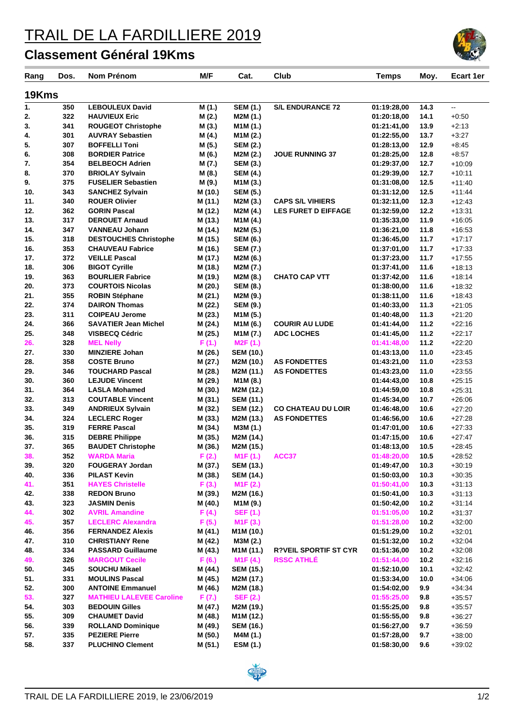# TRAIL DE LA FARDILLIERE 2019

## Classement Général 19Kms

| Rang | Dos. | Nom Prénom | M/F | Cat. | Club | Temps | Moy. | Ecart 1er |
|---|---|---|---|---|---|---|---|---|
| **19Kms** | | | | | | | | |
| 1. | 350 | LEBOULEUX David | M (1.) | SEM (1.) | S/L ENDURANCE 72 | 01:19:28,00 | 14.3 | -- |
| 2. | 322 | HAUVIEUX Eric | M (2.) | M2M (1.) | | 01:20:18,00 | 14.1 | +0:50 |
| 3. | 341 | ROUGEOT Christophe | M (3.) | M1M (1.) | | 01:21:41,00 | 13.9 | +2:13 |
| 4. | 301 | AUVRAY Sebastien | M (4.) | M1M (2.) | | 01:22:55,00 | 13.7 | +3:27 |
| 5. | 307 | BOFFELLI Toni | M (5.) | SEM (2.) | | 01:28:13,00 | 12.9 | +8:45 |
| 6. | 308 | BORDIER Patrice | M (6.) | M2M (2.) | JOUE RUNNING 37 | 01:28:25,00 | 12.8 | +8:57 |
| 7. | 354 | BELBEOCH Adrien | M (7.) | SEM (3.) | | 01:29:37,00 | 12.7 | +10:09 |
| 8. | 370 | BRIOLAY Sylvain | M (8.) | SEM (4.) | | 01:29:39,00 | 12.7 | +10:11 |
| 9. | 375 | FUSELIER Sebastien | M (9.) | M1M (3.) | | 01:31:08,00 | 12.5 | +11:40 |
| 10. | 343 | SANCHEZ Sylvain | M (10.) | SEM (5.) | | 01:31:12,00 | 12.5 | +11:44 |
| 11. | 340 | ROUER Olivier | M (11.) | M2M (3.) | CAPS S/L VIHIERS | 01:32:11,00 | 12.3 | +12:43 |
| 12. | 362 | GORIN Pascal | M (12.) | M2M (4.) | LES FURET D EIFFAGE | 01:32:59,00 | 12.2 | +13:31 |
| 13. | 317 | DEROUET Arnaud | M (13.) | M1M (4.) | | 01:35:33,00 | 11.9 | +16:05 |
| 14. | 347 | VANNEAU Johann | M (14.) | M2M (5.) | | 01:36:21,00 | 11.8 | +16:53 |
| 15. | 318 | DESTOUCHES Christophe | M (15.) | SEM (6.) | | 01:36:45,00 | 11.7 | +17:17 |
| 16. | 353 | CHAUVEAU Fabrice | M (16.) | SEM (7.) | | 01:37:01,00 | 11.7 | +17:33 |
| 17. | 372 | VEILLE Pascal | M (17.) | M2M (6.) | | 01:37:23,00 | 11.7 | +17:55 |
| 18. | 306 | BIGOT Cyrille | M (18.) | M2M (7.) | | 01:37:41,00 | 11.6 | +18:13 |
| 19. | 363 | BOURLIER Fabrice | M (19.) | M2M (8.) | CHATO CAP VTT | 01:37:42,00 | 11.6 | +18:14 |
| 20. | 373 | COURTOIS Nicolas | M (20.) | SEM (8.) | | 01:38:00,00 | 11.6 | +18:32 |
| 21. | 355 | ROBIN Stéphane | M (21.) | M2M (9.) | | 01:38:11,00 | 11.6 | +18:43 |
| 22. | 374 | DAIRON Thomas | M (22.) | SEM (9.) | | 01:40:33,00 | 11.3 | +21:05 |
| 23. | 311 | COIPEAU Jerome | M (23.) | M1M (5.) | | 01:40:48,00 | 11.3 | +21:20 |
| 24. | 366 | SAVATIER Jean Michel | M (24.) | M1M (6.) | COURIR AU LUDE | 01:41:44,00 | 11.2 | +22:16 |
| 25. | 348 | VISBECQ Cédric | M (25.) | M1M (7.) | ADC LOCHES | 01:41:45,00 | 11.2 | +22:17 |
| 26. | 328 | MEL Nelly | F (1.) | M2F (1.) | | 01:41:48,00 | 11.2 | +22:20 |
| 27. | 330 | MINZIERE Johan | M (26.) | SEM (10.) | | 01:43:13,00 | 11.0 | +23:45 |
| 28. | 358 | COSTE Bruno | M (27.) | M2M (10.) | AS FONDETTES | 01:43:21,00 | 11.0 | +23:53 |
| 29. | 346 | TOUCHARD Pascal | M (28.) | M2M (11.) | AS FONDETTES | 01:43:23,00 | 11.0 | +23:55 |
| 30. | 360 | LEJUDE Vincent | M (29.) | M1M (8.) | | 01:44:43,00 | 10.8 | +25:15 |
| 31. | 364 | LASLA Mohamed | M (30.) | M2M (12.) | | 01:44:59,00 | 10.8 | +25:31 |
| 32. | 313 | COUTABLE Vincent | M (31.) | SEM (11.) | | 01:45:34,00 | 10.7 | +26:06 |
| 33. | 349 | ANDRIEUX Sylvain | M (32.) | SEM (12.) | CO CHATEAU DU LOIR | 01:46:48,00 | 10.6 | +27:20 |
| 34. | 324 | LECLERC Roger | M (33.) | M2M (13.) | AS FONDETTES | 01:46:56,00 | 10.6 | +27:28 |
| 35. | 319 | FERRE Pascal | M (34.) | M3M (1.) | | 01:47:01,00 | 10.6 | +27:33 |
| 36. | 315 | DEBRE Philippe | M (35.) | M2M (14.) | | 01:47:15,00 | 10.6 | +27:47 |
| 37. | 365 | BAUDET Christophe | M (36.) | M2M (15.) | | 01:48:13,00 | 10.5 | +28:45 |
| 38. | 352 | WARDA Maria | F (2.) | M1F (1.) | ACC37 | 01:48:20,00 | 10.5 | +28:52 |
| 39. | 320 | FOUGERAY Jordan | M (37.) | SEM (13.) | | 01:49:47,00 | 10.3 | +30:19 |
| 40. | 336 | PILAST Kevin | M (38.) | SEM (14.) | | 01:50:03,00 | 10.3 | +30:35 |
| 41. | 351 | HAYES Christelle | F (3.) | M1F (2.) | | 01:50:41,00 | 10.3 | +31:13 |
| 42. | 338 | REDON Bruno | M (39.) | M2M (16.) | | 01:50:41,00 | 10.3 | +31:13 |
| 43. | 323 | JASMIN Denis | M (40.) | M1M (9.) | | 01:50:42,00 | 10.2 | +31:14 |
| 44. | 302 | AVRIL Amandine | F (4.) | SEF (1.) | | 01:51:05,00 | 10.2 | +31:37 |
| 45. | 357 | LECLERC Alexandra | F (5.) | M1F (3.) | | 01:51:28,00 | 10.2 | +32:00 |
| 46. | 356 | FERNANDEZ Alexis | M (41.) | M1M (10.) | | 01:51:29,00 | 10.2 | +32:01 |
| 47. | 310 | CHRISTIANY Rene | M (42.) | M3M (2.) | | 01:51:32,00 | 10.2 | +32:04 |
| 48. | 334 | PASSARD Guillaume | M (43.) | M1M (11.) | R?VEIL SPORTIF ST CYR | 01:51:36,00 | 10.2 | +32:08 |
| 49. | 326 | MARGOUT Cecile | F (6.) | M1F (4.) | RSSC ATHLÉ | 01:51:44,00 | 10.2 | +32:16 |
| 50. | 345 | SOUCHU Mikael | M (44.) | SEM (15.) | | 01:52:10,00 | 10.1 | +32:42 |
| 51. | 331 | MOULINS Pascal | M (45.) | M2M (17.) | | 01:53:34,00 | 10.0 | +34:06 |
| 52. | 300 | ANTOINE Emmanuel | M (46.) | M2M (18.) | | 01:54:02,00 | 9.9 | +34:34 |
| 53. | 327 | MATHIEU LALEVEE Caroline | F (7.) | SEF (2.) | | 01:55:25,00 | 9.8 | +35:57 |
| 54. | 303 | BEDOUIN Gilles | M (47.) | M2M (19.) | | 01:55:25,00 | 9.8 | +35:57 |
| 55. | 309 | CHAUMET David | M (48.) | M1M (12.) | | 01:55:55,00 | 9.8 | +36:27 |
| 56. | 339 | ROLLAND Dominique | M (49.) | SEM (16.) | | 01:56:27,00 | 9.7 | +36:59 |
| 57. | 335 | PEZIERE Pierre | M (50.) | M4M (1.) | | 01:57:28,00 | 9.7 | +38:00 |
| 58. | 337 | PLUCHINO Clement | M (51.) | ESM (1.) | | 01:58:30,00 | 9.6 | +39:02 |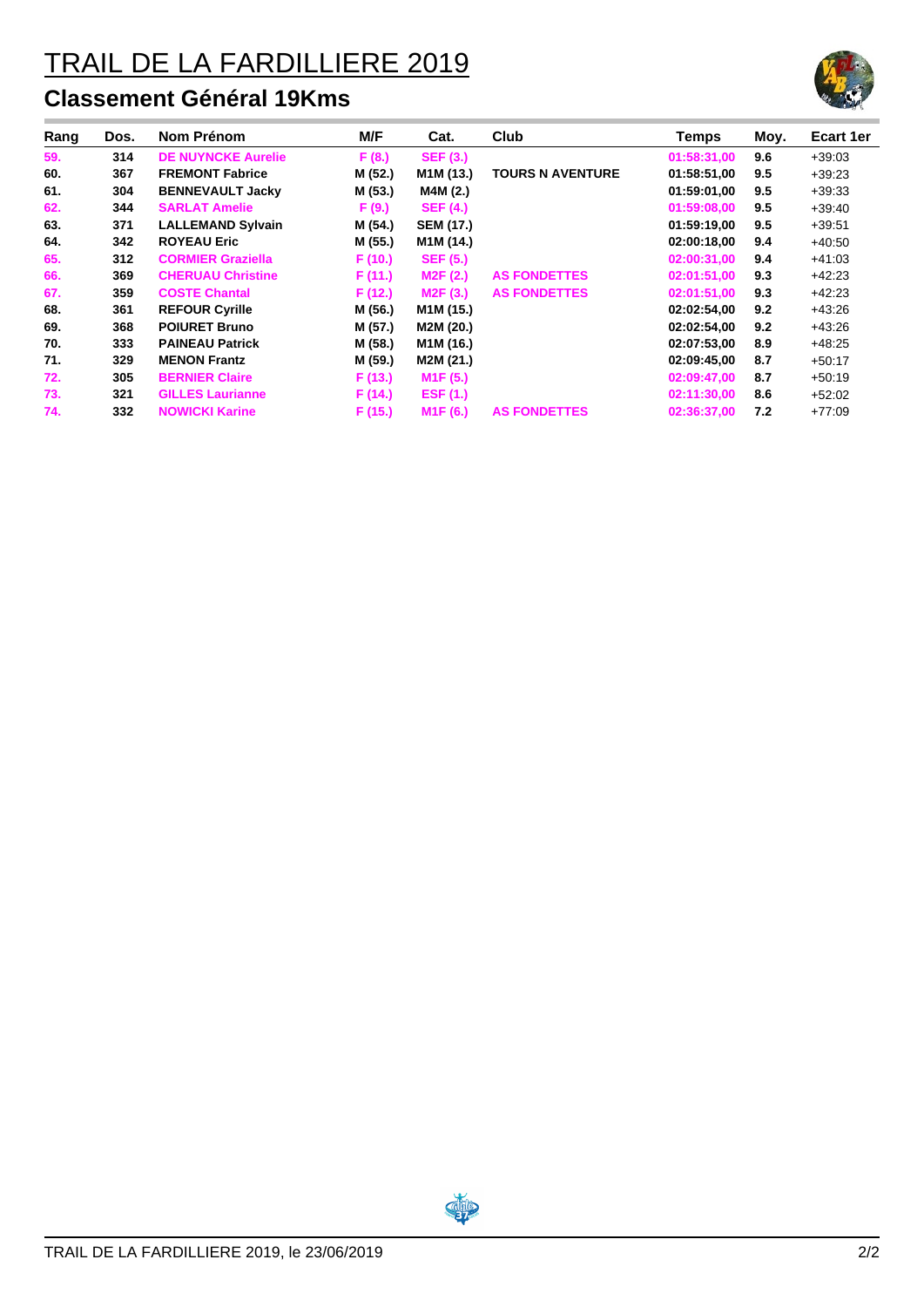# TRAIL DE LA FARDILLIERE 2019

## Classement Général 19Kms

| Rang | Dos. | Nom Prénom | M/F | Cat. | Club | Temps | Moy. | Ecart 1er |
|---|---|---|---|---|---|---|---|---|
| 59. | 314 | DE NUYNCKE Aurelie | F (8.) | SEF (3.) | | 01:58:31,00 | 9.6 | +39:03 |
| 60. | 367 | FREMONT Fabrice | M (52.) | M1M (13.) | TOURS N AVENTURE | 01:58:51,00 | 9.5 | +39:23 |
| 61. | 304 | BENNEVAULT Jacky | M (53.) | M4M (2.) | | 01:59:01,00 | 9.5 | +39:33 |
| 62. | 344 | SARLAT Amelie | F (9.) | SEF (4.) | | 01:59:08,00 | 9.5 | +39:40 |
| 63. | 371 | LALLEMAND Sylvain | M (54.) | SEM (17.) | | 01:59:19,00 | 9.5 | +39:51 |
| 64. | 342 | ROYEAU Eric | M (55.) | M1M (14.) | | 02:00:18,00 | 9.4 | +40:50 |
| 65. | 312 | CORMIER Graziella | F (10.) | SEF (5.) | | 02:00:31,00 | 9.4 | +41:03 |
| 66. | 369 | CHERUAU Christine | F (11.) | M2F (2.) | AS FONDETTES | 02:01:51,00 | 9.3 | +42:23 |
| 67. | 359 | COSTE Chantal | F (12.) | M2F (3.) | AS FONDETTES | 02:01:51,00 | 9.3 | +42:23 |
| 68. | 361 | REFOUR Cyrille | M (56.) | M1M (15.) | | 02:02:54,00 | 9.2 | +43:26 |
| 69. | 368 | POIURET Bruno | M (57.) | M2M (20.) | | 02:02:54,00 | 9.2 | +43:26 |
| 70. | 333 | PAINEAU Patrick | M (58.) | M1M (16.) | | 02:07:53,00 | 8.9 | +48:25 |
| 71. | 329 | MENON Frantz | M (59.) | M2M (21.) | | 02:09:45,00 | 8.7 | +50:17 |
| 72. | 305 | BERNIER Claire | F (13.) | M1F (5.) | | 02:09:47,00 | 8.7 | +50:19 |
| 73. | 321 | GILLES Laurianne | F (14.) | ESF (1.) | | 02:11:30,00 | 8.6 | +52:02 |
| 74. | 332 | NOWICKI Karine | F (15.) | M1F (6.) | AS FONDETTES | 02:36:37,00 | 7.2 | +77:09 |